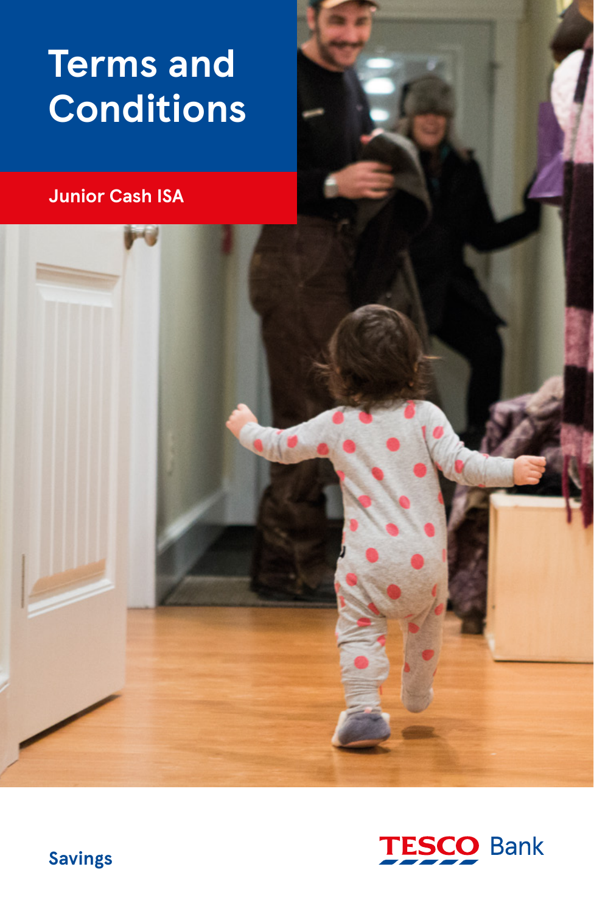# Terms and Conditions

## Junior Cash ISA

Savings

TESCO Bank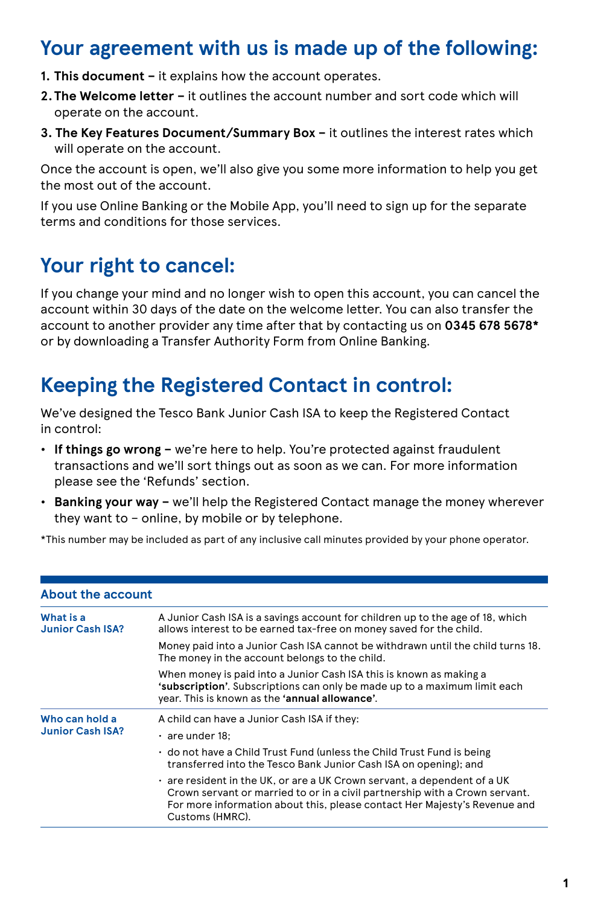## Your agreement with us is made up of the following:

1. **This document –** it explains how the account operates.
2. **The Welcome letter –** it outlines the account number and sort code which will operate on the account.
3. **The Key Features Document/Summary Box –** it outlines the interest rates which will operate on the account.

Once the account is open, we'll also give you some more information to help you get the most out of the account.

If you use Online Banking or the Mobile App, you'll need to sign up for the separate terms and conditions for those services.

## Your right to cancel:

If you change your mind and no longer wish to open this account, you can cancel the account within 30 days of the date on the welcome letter. You can also transfer the account to another provider any time after that by contacting us on **0345 678 5678*** or by downloading a Transfer Authority Form from Online Banking.

## Keeping the Registered Contact in control:

We've designed the Tesco Bank Junior Cash ISA to keep the Registered Contact in control:

- **If things go wrong –** we're here to help. You're protected against fraudulent transactions and we'll sort things out as soon as we can. For more information please see the 'Refunds' section.
- **Banking your way –** we'll help the Registered Contact manage the money wherever they want to – online, by mobile or by telephone.

*This number may be included as part of any inclusive call minutes provided by your phone operator.

### About the account

| | |
|---|---|
| **What is a Junior Cash ISA?** | A Junior Cash ISA is a savings account for children up to the age of 18, which allows interest to be earned tax-free on money saved for the child.<br><br>Money paid into a Junior Cash ISA cannot be withdrawn until the child turns 18. The money in the account belongs to the child.<br><br>When money is paid into a Junior Cash ISA this is known as making a **'subscription'**. Subscriptions can only be made up to a maximum limit each year. This is known as the **'annual allowance'**. |
| **Who can hold a Junior Cash ISA?** | A child can have a Junior Cash ISA if they:<br>• are under 18;<br>• do not have a Child Trust Fund (unless the Child Trust Fund is being transferred into the Tesco Bank Junior Cash ISA on opening); and<br>• are resident in the UK, or are a UK Crown servant, a dependent of a UK Crown servant or married to or in a civil partnership with a Crown servant. For more information about this, please contact Her Majesty's Revenue and Customs (HMRC). |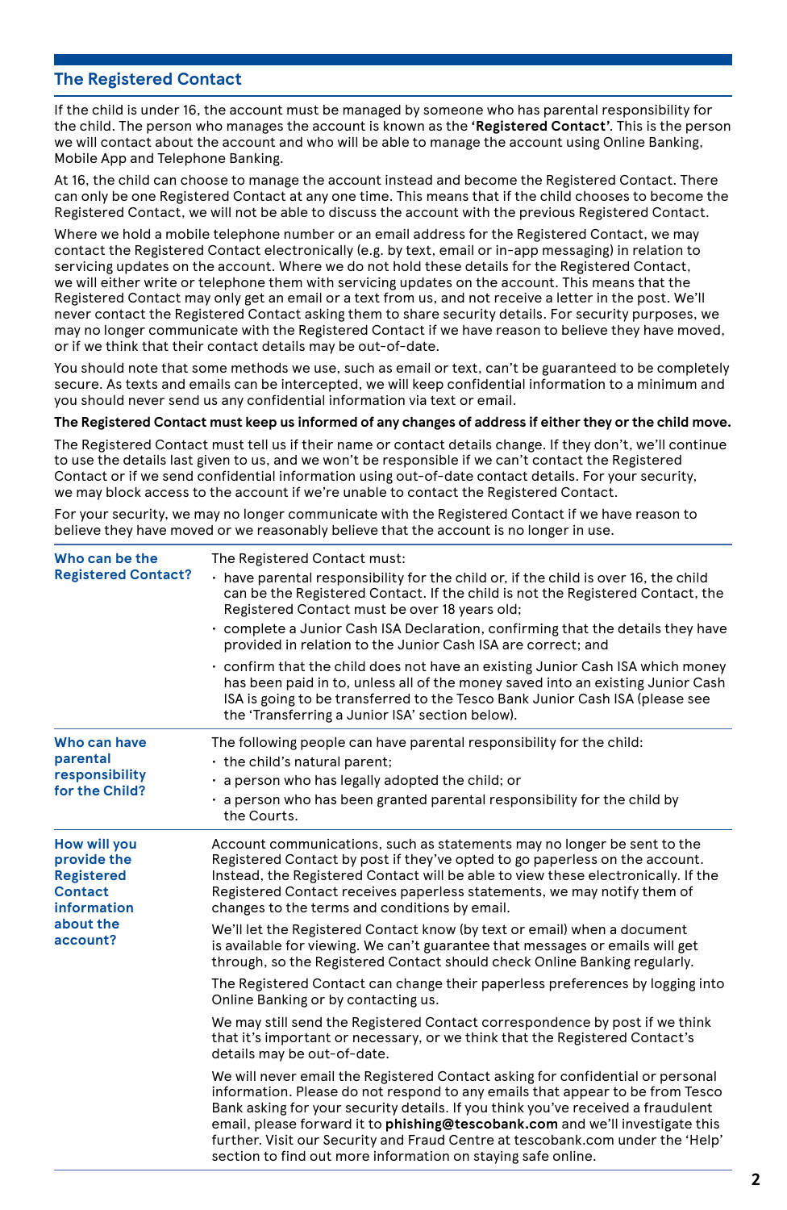## The Registered Contact

If the child is under 16, the account must be managed by someone who has parental responsibility for the child. The person who manages the account is known as the **'Registered Contact'**. This is the person we will contact about the account and who will be able to manage the account using Online Banking, Mobile App and Telephone Banking.

At 16, the child can choose to manage the account instead and become the Registered Contact. There can only be one Registered Contact at any one time. This means that if the child chooses to become the Registered Contact, we will not be able to discuss the account with the previous Registered Contact.

Where we hold a mobile telephone number or an email address for the Registered Contact, we may contact the Registered Contact electronically (e.g. by text, email or in-app messaging) in relation to servicing updates on the account. Where we do not hold these details for the Registered Contact, we will either write or telephone them with servicing updates on the account. This means that the Registered Contact may only get an email or a text from us, and not receive a letter in the post. We'll never contact the Registered Contact asking them to share security details. For security purposes, we may no longer communicate with the Registered Contact if we have reason to believe they have moved, or if we think that their contact details may be out-of-date.

You should note that some methods we use, such as email or text, can't be guaranteed to be completely secure. As texts and emails can be intercepted, we will keep confidential information to a minimum and you should never send us any confidential information via text or email.

**The Registered Contact must keep us informed of any changes of address if either they or the child move.**

The Registered Contact must tell us if their name or contact details change. If they don't, we'll continue to use the details last given to us, and we won't be responsible if we can't contact the Registered Contact or if we send confidential information using out-of-date contact details. For your security, we may block access to the account if we're unable to contact the Registered Contact.

For your security, we may no longer communicate with the Registered Contact if we have reason to believe they have moved or we reasonably believe that the account is no longer in use.

### Who can be the Registered Contact?

The Registered Contact must:

- have parental responsibility for the child or, if the child is over 16, the child can be the Registered Contact. If the child is not the Registered Contact, the Registered Contact must be over 18 years old;
- complete a Junior Cash ISA Declaration, confirming that the details they have provided in relation to the Junior Cash ISA are correct; and
- confirm that the child does not have an existing Junior Cash ISA which money has been paid in to, unless all of the money saved into an existing Junior Cash ISA is going to be transferred to the Tesco Bank Junior Cash ISA (please see the 'Transferring a Junior ISA' section below).

### Who can have parental responsibility for the Child?

The following people can have parental responsibility for the child:

- the child's natural parent;
- a person who has legally adopted the child; or
- a person who has been granted parental responsibility for the child by the Courts.

### How will you provide the Registered Contact information about the account?

Account communications, such as statements may no longer be sent to the Registered Contact by post if they've opted to go paperless on the account. Instead, the Registered Contact will be able to view these electronically. If the Registered Contact receives paperless statements, we may notify them of changes to the terms and conditions by email.

We'll let the Registered Contact know (by text or email) when a document is available for viewing. We can't guarantee that messages or emails will get through, so the Registered Contact should check Online Banking regularly.

The Registered Contact can change their paperless preferences by logging into Online Banking or by contacting us.

We may still send the Registered Contact correspondence by post if we think that it's important or necessary, or we think that the Registered Contact's details may be out-of-date.

We will never email the Registered Contact asking for confidential or personal information. Please do not respond to any emails that appear to be from Tesco Bank asking for your security details. If you think you've received a fraudulent email, please forward it to **phishing@tescobank.com** and we'll investigate this further. Visit our Security and Fraud Centre at tescobank.com under the 'Help' section to find out more information on staying safe online.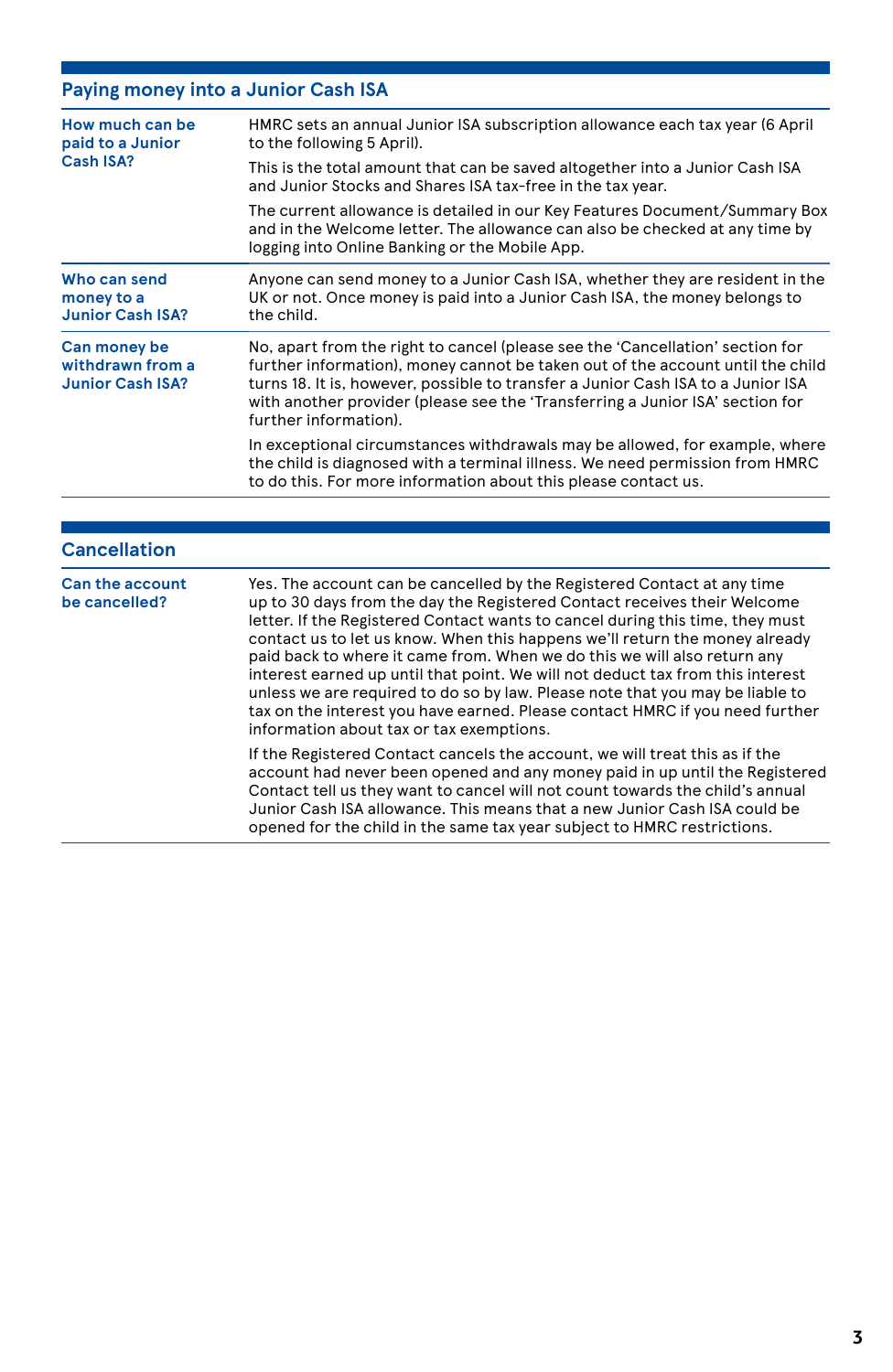## Paying money into a Junior Cash ISA

| | |
|---|---|
| **How much can be paid to a Junior Cash ISA?** | HMRC sets an annual Junior ISA subscription allowance each tax year (6 April to the following 5 April).<br><br>This is the total amount that can be saved altogether into a Junior Cash ISA and Junior Stocks and Shares ISA tax-free in the tax year.<br><br>The current allowance is detailed in our Key Features Document/Summary Box and in the Welcome letter. The allowance can also be checked at any time by logging into Online Banking or the Mobile App. |
| **Who can send money to a Junior Cash ISA?** | Anyone can send money to a Junior Cash ISA, whether they are resident in the UK or not. Once money is paid into a Junior Cash ISA, the money belongs to the child. |
| **Can money be withdrawn from a Junior Cash ISA?** | No, apart from the right to cancel (please see the 'Cancellation' section for further information), money cannot be taken out of the account until the child turns 18. It is, however, possible to transfer a Junior Cash ISA to a Junior ISA with another provider (please see the 'Transferring a Junior ISA' section for further information).<br><br>In exceptional circumstances withdrawals may be allowed, for example, where the child is diagnosed with a terminal illness. We need permission from HMRC to do this. For more information about this please contact us. |

## Cancellation

| | |
|---|---|
| **Can the account be cancelled?** | Yes. The account can be cancelled by the Registered Contact at any time up to 30 days from the day the Registered Contact receives their Welcome letter. If the Registered Contact wants to cancel during this time, they must contact us to let us know. When this happens we'll return the money already paid back to where it came from. When we do this we will also return any interest earned up until that point. We will not deduct tax from this interest unless we are required to do so by law. Please note that you may be liable to tax on the interest you have earned. Please contact HMRC if you need further information about tax or tax exemptions.<br><br>If the Registered Contact cancels the account, we will treat this as if the account had never been opened and any money paid in up until the Registered Contact tell us they want to cancel will not count towards the child's annual Junior Cash ISA allowance. This means that a new Junior Cash ISA could be opened for the child in the same tax year subject to HMRC restrictions. |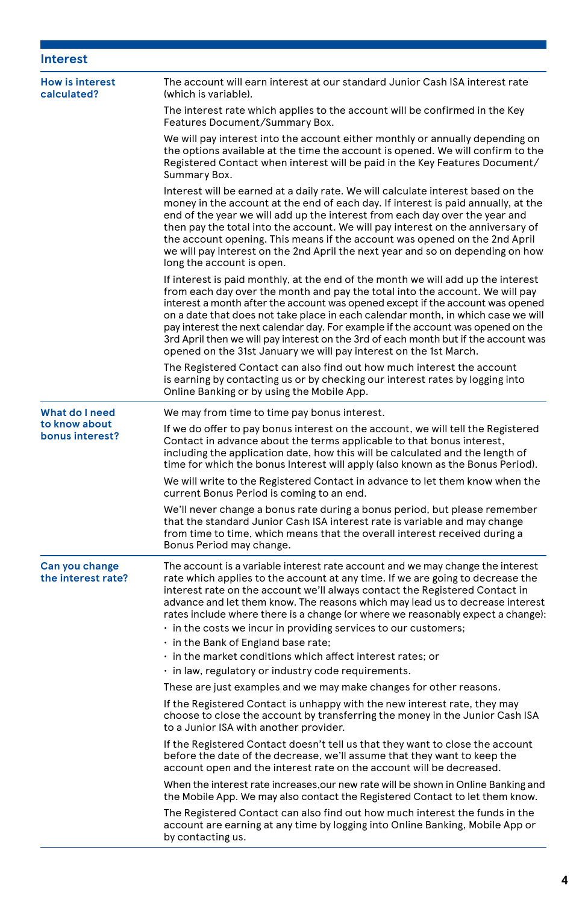## Interest

### How is interest calculated?

The account will earn interest at our standard Junior Cash ISA interest rate (which is variable).

The interest rate which applies to the account will be confirmed in the Key Features Document/Summary Box.

We will pay interest into the account either monthly or annually depending on the options available at the time the account is opened. We will confirm to the Registered Contact when interest will be paid in the Key Features Document/ Summary Box.

Interest will be earned at a daily rate. We will calculate interest based on the money in the account at the end of each day. If interest is paid annually, at the end of the year we will add up the interest from each day over the year and then pay the total into the account. We will pay interest on the anniversary of the account opening. This means if the account was opened on the 2nd April we will pay interest on the 2nd April the next year and so on depending on how long the account is open.

If interest is paid monthly, at the end of the month we will add up the interest from each day over the month and pay the total into the account. We will pay interest a month after the account was opened except if the account was opened on a date that does not take place in each calendar month, in which case we will pay interest the next calendar day. For example if the account was opened on the 3rd April then we will pay interest on the 3rd of each month but if the account was opened on the 31st January we will pay interest on the 1st March.

The Registered Contact can also find out how much interest the account is earning by contacting us or by checking our interest rates by logging into Online Banking or by using the Mobile App.

### What do I need to know about bonus interest?

We may from time to time pay bonus interest.

If we do offer to pay bonus interest on the account, we will tell the Registered Contact in advance about the terms applicable to that bonus interest, including the application date, how this will be calculated and the length of time for which the bonus Interest will apply (also known as the Bonus Period).

We will write to the Registered Contact in advance to let them know when the current Bonus Period is coming to an end.

We'll never change a bonus rate during a bonus period, but please remember that the standard Junior Cash ISA interest rate is variable and may change from time to time, which means that the overall interest received during a Bonus Period may change.

### Can you change the interest rate?

The account is a variable interest rate account and we may change the interest rate which applies to the account at any time. If we are going to decrease the interest rate on the account we'll always contact the Registered Contact in advance and let them know. The reasons which may lead us to decrease interest rates include where there is a change (or where we reasonably expect a change):

- in the costs we incur in providing services to our customers;
- in the Bank of England base rate;
- in the market conditions which affect interest rates; or
- in law, regulatory or industry code requirements.

These are just examples and we may make changes for other reasons.

If the Registered Contact is unhappy with the new interest rate, they may choose to close the account by transferring the money in the Junior Cash ISA to a Junior ISA with another provider.

If the Registered Contact doesn't tell us that they want to close the account before the date of the decrease, we'll assume that they want to keep the account open and the interest rate on the account will be decreased.

When the interest rate increases,our new rate will be shown in Online Banking and the Mobile App. We may also contact the Registered Contact to let them know.

The Registered Contact can also find out how much interest the funds in the account are earning at any time by logging into Online Banking, Mobile App or by contacting us.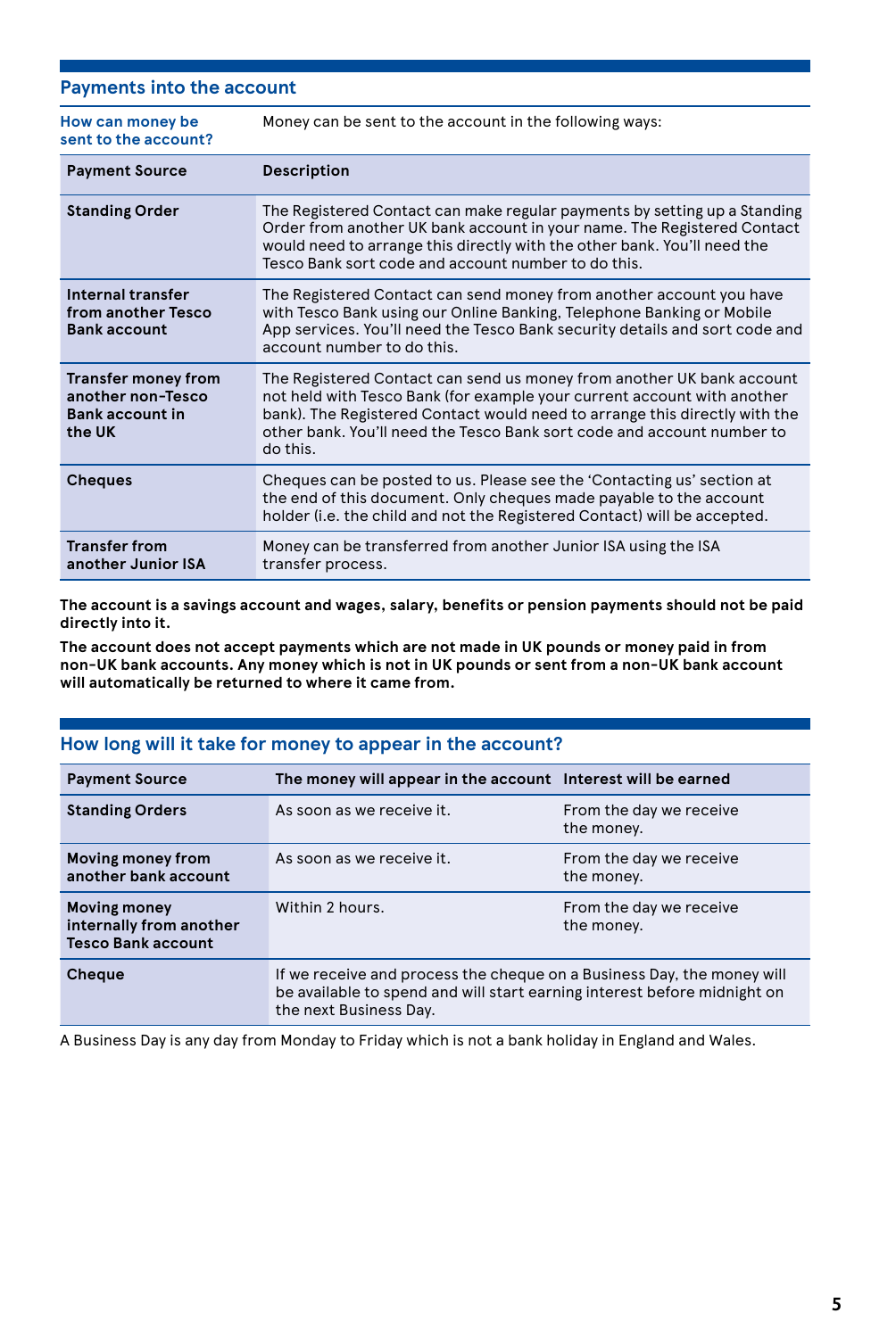## Payments into the account

| How can money be sent to the account? | Money can be sent to the account in the following ways: |
|---|---|
| **Payment Source** | **Description** |
| **Standing Order** | The Registered Contact can make regular payments by setting up a Standing Order from another UK bank account in your name. The Registered Contact would need to arrange this directly with the other bank. You'll need the Tesco Bank sort code and account number to do this. |
| **Internal transfer from another Tesco Bank account** | The Registered Contact can send money from another account you have with Tesco Bank using our Online Banking, Telephone Banking or Mobile App services. You'll need the Tesco Bank security details and sort code and account number to do this. |
| **Transfer money from another non-Tesco Bank account in the UK** | The Registered Contact can send us money from another UK bank account not held with Tesco Bank (for example your current account with another bank). The Registered Contact would need to arrange this directly with the other bank. You'll need the Tesco Bank sort code and account number to do this. |
| **Cheques** | Cheques can be posted to us. Please see the 'Contacting us' section at the end of this document. Only cheques made payable to the account holder (i.e. the child and not the Registered Contact) will be accepted. |
| **Transfer from another Junior ISA** | Money can be transferred from another Junior ISA using the ISA transfer process. |

**The account is a savings account and wages, salary, benefits or pension payments should not be paid directly into it.**

**The account does not accept payments which are not made in UK pounds or money paid in from non-UK bank accounts. Any money which is not in UK pounds or sent from a non-UK bank account will automatically be returned to where it came from.**

## How long will it take for money to appear in the account?

| Payment Source | The money will appear in the account | Interest will be earned |
|---|---|---|
| **Standing Orders** | As soon as we receive it. | From the day we receive the money. |
| **Moving money from another bank account** | As soon as we receive it. | From the day we receive the money. |
| **Moving money internally from another Tesco Bank account** | Within 2 hours. | From the day we receive the money. |
| **Cheque** | If we receive and process the cheque on a Business Day, the money will be available to spend and will start earning interest before midnight on the next Business Day. | |

A Business Day is any day from Monday to Friday which is not a bank holiday in England and Wales.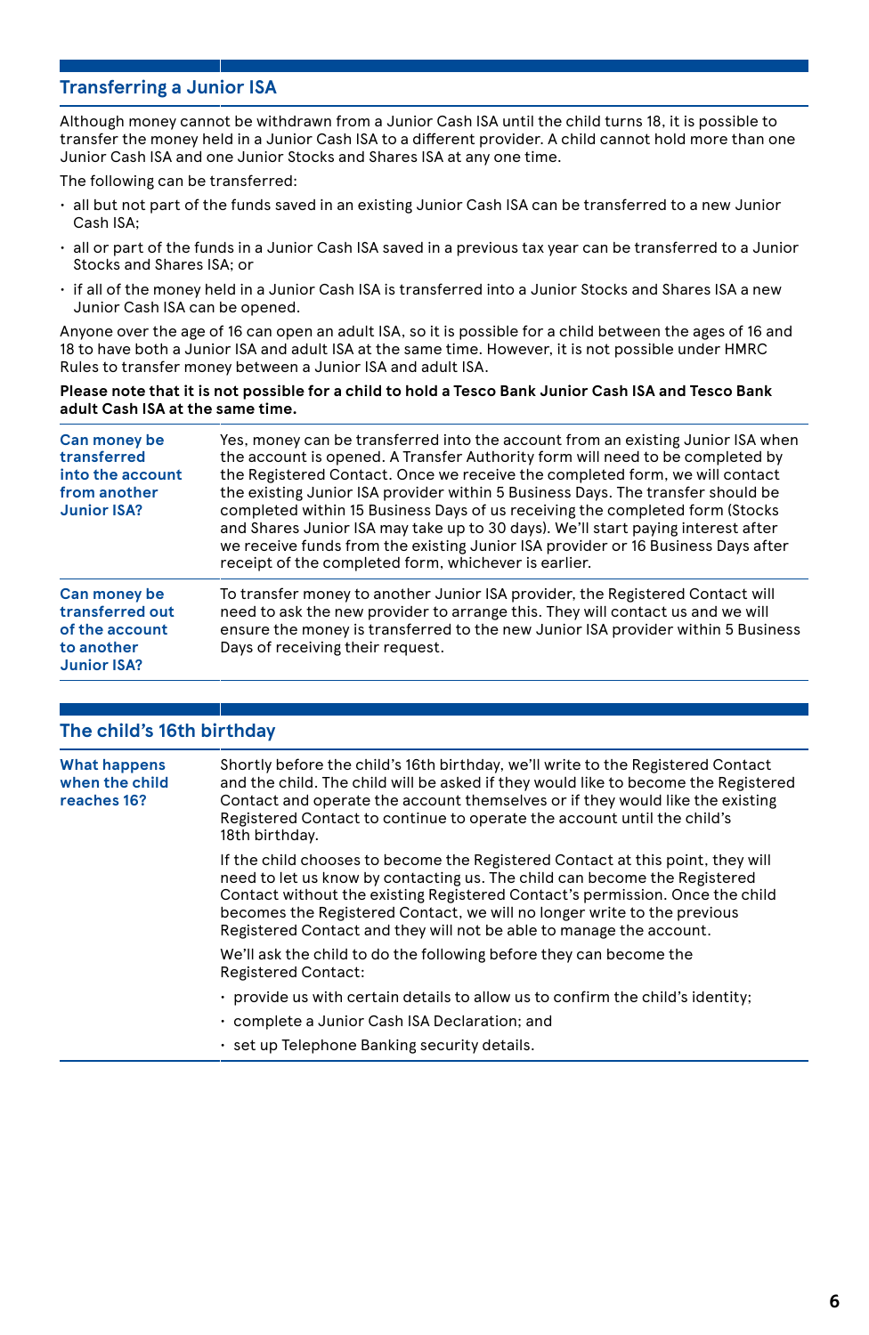## Transferring a Junior ISA

Although money cannot be withdrawn from a Junior Cash ISA until the child turns 18, it is possible to transfer the money held in a Junior Cash ISA to a different provider. A child cannot hold more than one Junior Cash ISA and one Junior Stocks and Shares ISA at any one time.

The following can be transferred:

- all but not part of the funds saved in an existing Junior Cash ISA can be transferred to a new Junior Cash ISA;
- all or part of the funds in a Junior Cash ISA saved in a previous tax year can be transferred to a Junior Stocks and Shares ISA; or
- if all of the money held in a Junior Cash ISA is transferred into a Junior Stocks and Shares ISA a new Junior Cash ISA can be opened.

Anyone over the age of 16 can open an adult ISA, so it is possible for a child between the ages of 16 and 18 to have both a Junior ISA and adult ISA at the same time. However, it is not possible under HMRC Rules to transfer money between a Junior ISA and adult ISA.

**Please note that it is not possible for a child to hold a Tesco Bank Junior Cash ISA and Tesco Bank adult Cash ISA at the same time.**

| | |
|---|---|
| **Can money be transferred into the account from another Junior ISA?** | Yes, money can be transferred into the account from an existing Junior ISA when the account is opened. A Transfer Authority form will need to be completed by the Registered Contact. Once we receive the completed form, we will contact the existing Junior ISA provider within 5 Business Days. The transfer should be completed within 15 Business Days of us receiving the completed form (Stocks and Shares Junior ISA may take up to 30 days). We'll start paying interest after we receive funds from the existing Junior ISA provider or 16 Business Days after receipt of the completed form, whichever is earlier. |
| **Can money be transferred out of the account to another Junior ISA?** | To transfer money to another Junior ISA provider, the Registered Contact will need to ask the new provider to arrange this. They will contact us and we will ensure the money is transferred to the new Junior ISA provider within 5 Business Days of receiving their request. |

## The child's 16th birthday

**What happens when the child reaches 16?**

Shortly before the child's 16th birthday, we'll write to the Registered Contact and the child. The child will be asked if they would like to become the Registered Contact and operate the account themselves or if they would like the existing Registered Contact to continue to operate the account until the child's 18th birthday.

If the child chooses to become the Registered Contact at this point, they will need to let us know by contacting us. The child can become the Registered Contact without the existing Registered Contact's permission. Once the child becomes the Registered Contact, we will no longer write to the previous Registered Contact and they will not be able to manage the account.

We'll ask the child to do the following before they can become the Registered Contact:

- provide us with certain details to allow us to confirm the child's identity;
- complete a Junior Cash ISA Declaration; and
- set up Telephone Banking security details.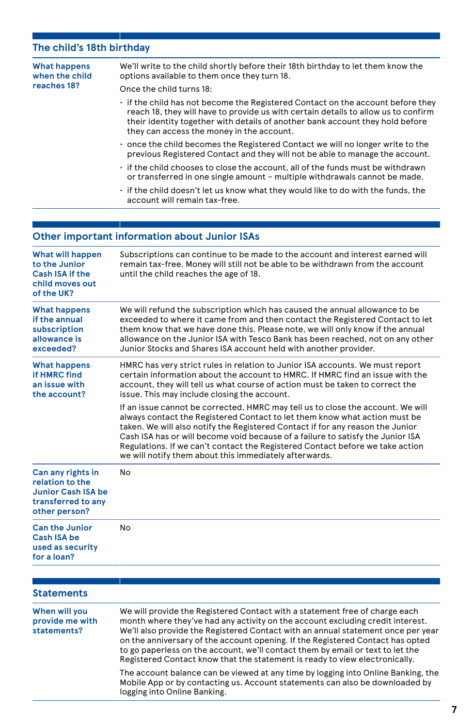## The child's 18th birthday

| | |
|---|---|
| **What happens when the child reaches 18?** | We'll write to the child shortly before their 18th birthday to let them know the options available to them once they turn 18.<br><br>Once the child turns 18:<br><br>• if the child has not become the Registered Contact on the account before they reach 18, they will have to provide us with certain details to allow us to confirm their identity together with details of another bank account they hold before they can access the money in the account.<br>• once the child becomes the Registered Contact we will no longer write to the previous Registered Contact and they will not be able to manage the account.<br>• if the child chooses to close the account, all of the funds must be withdrawn or transferred in one single amount – multiple withdrawals cannot be made.<br>• if the child doesn't let us know what they would like to do with the funds, the account will remain tax-free. |

## Other important information about Junior ISAs

| | |
|---|---|
| **What will happen to the Junior Cash ISA if the child moves out of the UK?** | Subscriptions can continue to be made to the account and interest earned will remain tax-free. Money will still not be able to be withdrawn from the account until the child reaches the age of 18. |
| **What happens if the annual subscription allowance is exceeded?** | We will refund the subscription which has caused the annual allowance to be exceeded to where it came from and then contact the Registered Contact to let them know that we have done this. Please note, we will only know if the annual allowance on the Junior ISA with Tesco Bank has been reached, not on any other Junior Stocks and Shares ISA account held with another provider. |
| **What happens if HMRC find an issue with the account?** | HMRC has very strict rules in relation to Junior ISA accounts. We must report certain information about the account to HMRC. If HMRC find an issue with the account, they will tell us what course of action must be taken to correct the issue. This may include closing the account.<br><br>If an issue cannot be corrected, HMRC may tell us to close the account. We will always contact the Registered Contact to let them know what action must be taken. We will also notify the Registered Contact if for any reason the Junior Cash ISA has or will become void because of a failure to satisfy the Junior ISA Regulations. If we can't contact the Registered Contact before we take action we will notify them about this immediately afterwards. |
| **Can any rights in relation to the Junior Cash ISA be transferred to any other person?** | No |
| **Can the Junior Cash ISA be used as security for a loan?** | No |

## Statements

| | |
|---|---|
| **When will you provide me with statements?** | We will provide the Registered Contact with a statement free of charge each month where they've had any activity on the account excluding credit interest. We'll also provide the Registered Contact with an annual statement once per year on the anniversary of the account opening. If the Registered Contact has opted to go paperless on the account, we'll contact them by email or text to let the Registered Contact know that the statement is ready to view electronically.<br><br>The account balance can be viewed at any time by logging into Online Banking, the Mobile App or by contacting us. Account statements can also be downloaded by logging into Online Banking. |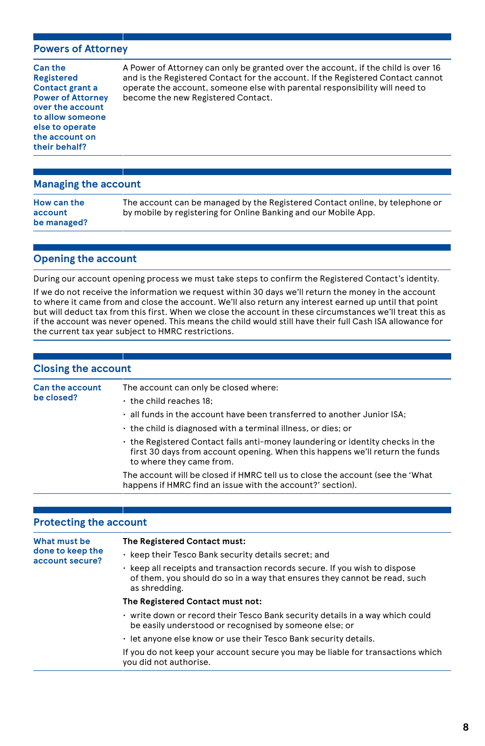## Powers of Attorney

| | |
|---|---|
| **Can the Registered Contact grant a Power of Attorney over the account to allow someone else to operate the account on their behalf?** | A Power of Attorney can only be granted over the account, if the child is over 16 and is the Registered Contact for the account. If the Registered Contact cannot operate the account, someone else with parental responsibility will need to become the new Registered Contact. |

## Managing the account

| | |
|---|---|
| **How can the account be managed?** | The account can be managed by the Registered Contact online, by telephone or by mobile by registering for Online Banking and our Mobile App. |

## Opening the account

During our account opening process we must take steps to confirm the Registered Contact's identity.

If we do not receive the information we request within 30 days we'll return the money in the account to where it came from and close the account. We'll also return any interest earned up until that point but will deduct tax from this first. When we close the account in these circumstances we'll treat this as if the account was never opened. This means the child would still have their full Cash ISA allowance for the current tax year subject to HMRC restrictions.

## Closing the account

| | |
|---|---|
| **Can the account be closed?** | The account can only be closed where:<br>• the child reaches 18;<br>• all funds in the account have been transferred to another Junior ISA;<br>• the child is diagnosed with a terminal illness, or dies; or<br>• the Registered Contact fails anti-money laundering or identity checks in the first 30 days from account opening. When this happens we'll return the funds to where they came from.<br>The account will be closed if HMRC tell us to close the account (see the 'What happens if HMRC find an issue with the account?' section). |

## Protecting the account

| | |
|---|---|
| **What must be done to keep the account secure?** | **The Registered Contact must:**<br>• keep their Tesco Bank security details secret; and<br>• keep all receipts and transaction records secure. If you wish to dispose of them, you should do so in a way that ensures they cannot be read, such as shredding.<br>**The Registered Contact must not:**<br>• write down or record their Tesco Bank security details in a way which could be easily understood or recognised by someone else; or<br>• let anyone else know or use their Tesco Bank security details.<br>If you do not keep your account secure you may be liable for transactions which you did not authorise. |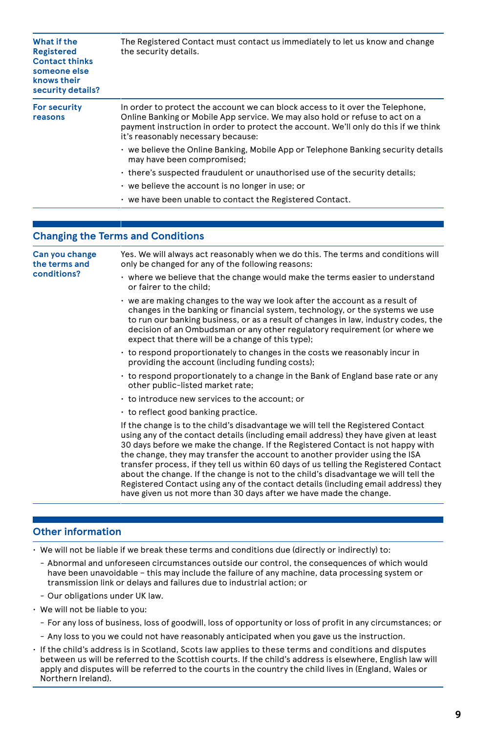| | |
|---|---|
| **What if the Registered Contact thinks someone else knows their security details?** | The Registered Contact must contact us immediately to let us know and change the security details. |
| **For security reasons** | In order to protect the account we can block access to it over the Telephone, Online Banking or Mobile App service. We may also hold or refuse to act on a payment instruction in order to protect the account. We'll only do this if we think it's reasonably necessary because:<br>• we believe the Online Banking, Mobile App or Telephone Banking security details may have been compromised;<br>• there's suspected fraudulent or unauthorised use of the security details;<br>• we believe the account is no longer in use; or<br>• we have been unable to contact the Registered Contact. |

## Changing the Terms and Conditions

| | |
|---|---|
| **Can you change the terms and conditions?** | Yes. We will always act reasonably when we do this. The terms and conditions will only be changed for any of the following reasons:<br>• where we believe that the change would make the terms easier to understand or fairer to the child;<br>• we are making changes to the way we look after the account as a result of changes in the banking or financial system, technology, or the systems we use to run our banking business, or as a result of changes in law, industry codes, the decision of an Ombudsman or any other regulatory requirement (or where we expect that there will be a change of this type);<br>• to respond proportionately to changes in the costs we reasonably incur in providing the account (including funding costs);<br>• to respond proportionately to a change in the Bank of England base rate or any other public-listed market rate;<br>• to introduce new services to the account; or<br>• to reflect good banking practice.<br>If the change is to the child's disadvantage we will tell the Registered Contact using any of the contact details (including email address) they have given at least 30 days before we make the change. If the Registered Contact is not happy with the change, they may transfer the account to another provider using the ISA transfer process, if they tell us within 60 days of us telling the Registered Contact about the change. If the change is not to the child's disadvantage we will tell the Registered Contact using any of the contact details (including email address) they have given us not more than 30 days after we have made the change. |

## Other information

- We will not be liable if we break these terms and conditions due (directly or indirectly) to:
  - Abnormal and unforeseen circumstances outside our control, the consequences of which would have been unavoidable – this may include the failure of any machine, data processing system or transmission link or delays and failures due to industrial action; or
  - Our obligations under UK law.
- We will not be liable to you:
  - For any loss of business, loss of goodwill, loss of opportunity or loss of profit in any circumstances; or
  - Any loss to you we could not have reasonably anticipated when you gave us the instruction.
- If the child's address is in Scotland, Scots law applies to these terms and conditions and disputes between us will be referred to the Scottish courts. If the child's address is elsewhere, English law will apply and disputes will be referred to the courts in the country the child lives in (England, Wales or Northern Ireland).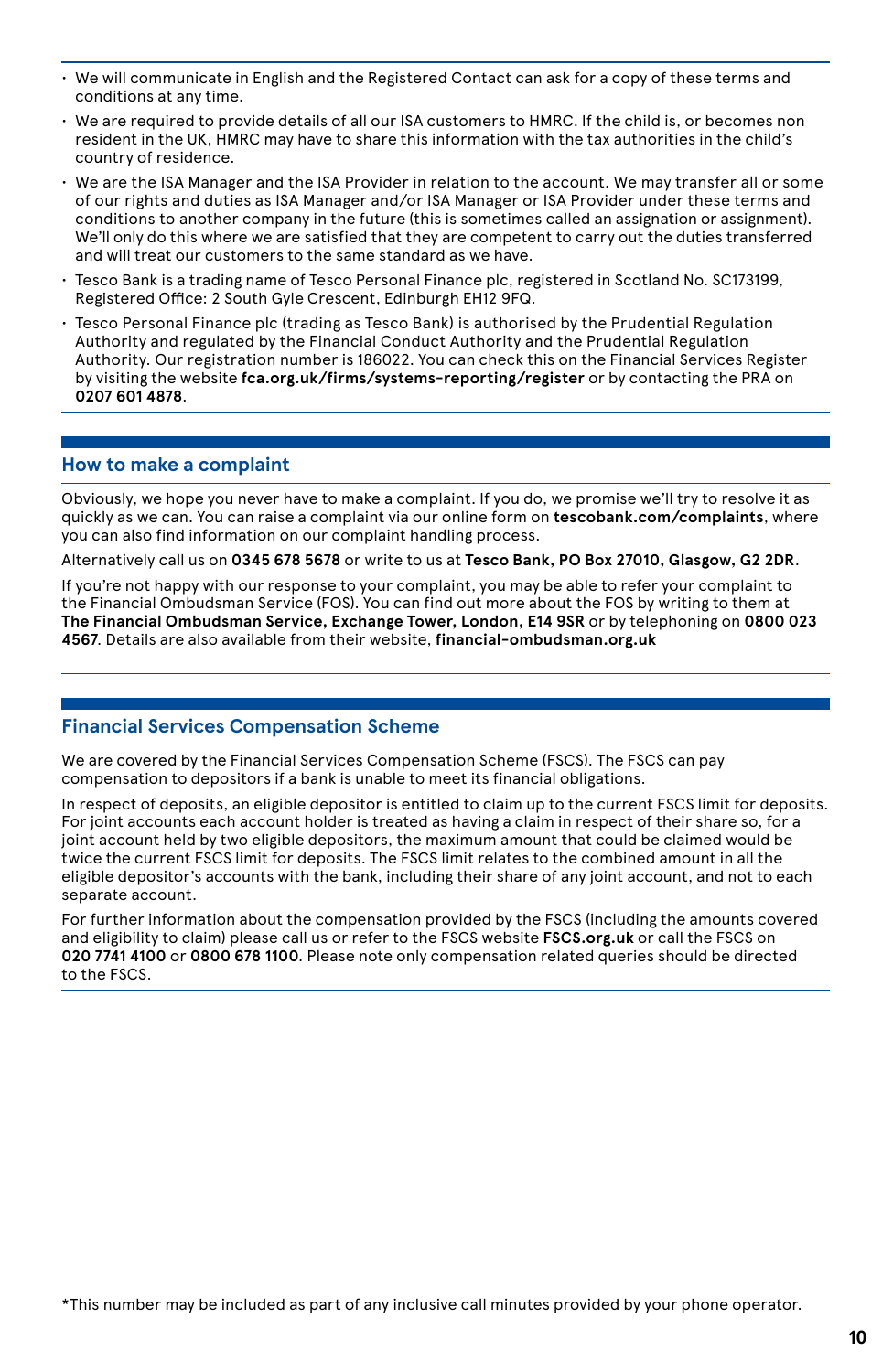- We will communicate in English and the Registered Contact can ask for a copy of these terms and conditions at any time.
- We are required to provide details of all our ISA customers to HMRC. If the child is, or becomes non resident in the UK, HMRC may have to share this information with the tax authorities in the child's country of residence.
- We are the ISA Manager and the ISA Provider in relation to the account. We may transfer all or some of our rights and duties as ISA Manager and/or ISA Manager or ISA Provider under these terms and conditions to another company in the future (this is sometimes called an assignation or assignment). We'll only do this where we are satisfied that they are competent to carry out the duties transferred and will treat our customers to the same standard as we have.
- Tesco Bank is a trading name of Tesco Personal Finance plc, registered in Scotland No. SC173199, Registered Office: 2 South Gyle Crescent, Edinburgh EH12 9FQ.
- Tesco Personal Finance plc (trading as Tesco Bank) is authorised by the Prudential Regulation Authority and regulated by the Financial Conduct Authority and the Prudential Regulation Authority. Our registration number is 186022. You can check this on the Financial Services Register by visiting the website **fca.org.uk/firms/systems-reporting/register** or by contacting the PRA on **0207 601 4878**.

## How to make a complaint

Obviously, we hope you never have to make a complaint. If you do, we promise we'll try to resolve it as quickly as we can. You can raise a complaint via our online form on **tescobank.com/complaints**, where you can also find information on our complaint handling process.

Alternatively call us on **0345 678 5678** or write to us at **Tesco Bank, PO Box 27010, Glasgow, G2 2DR**.

If you're not happy with our response to your complaint, you may be able to refer your complaint to the Financial Ombudsman Service (FOS). You can find out more about the FOS by writing to them at **The Financial Ombudsman Service, Exchange Tower, London, E14 9SR** or by telephoning on **0800 023 4567**. Details are also available from their website, **financial-ombudsman.org.uk**

## Financial Services Compensation Scheme

We are covered by the Financial Services Compensation Scheme (FSCS). The FSCS can pay compensation to depositors if a bank is unable to meet its financial obligations.

In respect of deposits, an eligible depositor is entitled to claim up to the current FSCS limit for deposits. For joint accounts each account holder is treated as having a claim in respect of their share so, for a joint account held by two eligible depositors, the maximum amount that could be claimed would be twice the current FSCS limit for deposits. The FSCS limit relates to the combined amount in all the eligible depositor's accounts with the bank, including their share of any joint account, and not to each separate account.

For further information about the compensation provided by the FSCS (including the amounts covered and eligibility to claim) please call us or refer to the FSCS website **FSCS.org.uk** or call the FSCS on **020 7741 4100** or **0800 678 1100**. Please note only compensation related queries should be directed to the FSCS.

*This number may be included as part of any inclusive call minutes provided by your phone operator.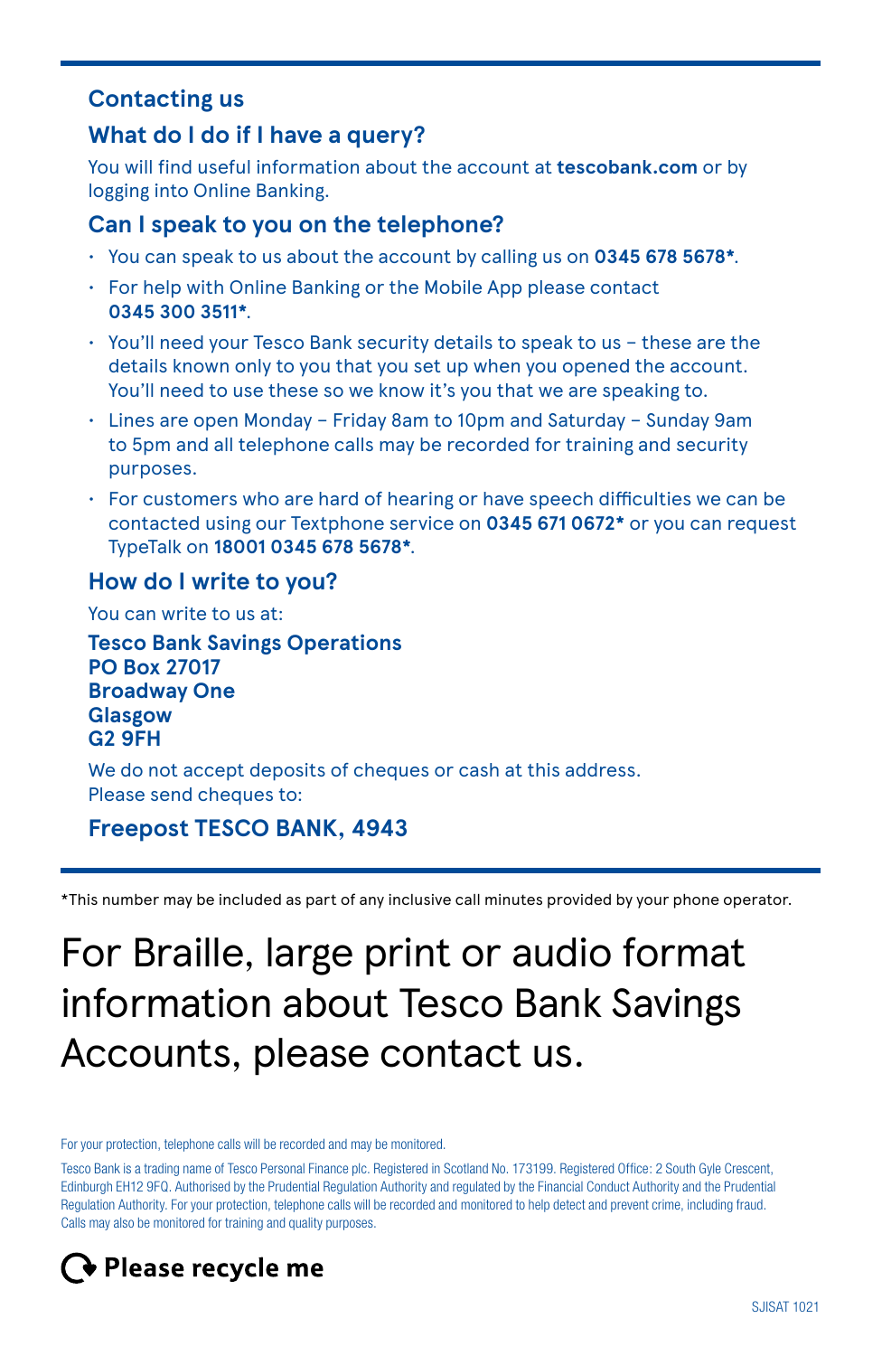## Contacting us

### What do I do if I have a query?

You will find useful information about the account at **tescobank.com** or by logging into Online Banking.

### Can I speak to you on the telephone?

- You can speak to us about the account by calling us on **0345 678 5678***.
- For help with Online Banking or the Mobile App please contact **0345 300 3511***.
- You'll need your Tesco Bank security details to speak to us – these are the details known only to you that you set up when you opened the account. You'll need to use these so we know it's you that we are speaking to.
- Lines are open Monday – Friday 8am to 10pm and Saturday – Sunday 9am to 5pm and all telephone calls may be recorded for training and security purposes.
- For customers who are hard of hearing or have speech difficulties we can be contacted using our Textphone service on **0345 671 0672*** or you can request TypeTalk on **18001 0345 678 5678***.

### How do I write to you?

You can write to us at:

**Tesco Bank Savings Operations**
**PO Box 27017**
**Broadway One**
**Glasgow**
**G2 9FH**

We do not accept deposits of cheques or cash at this address.
Please send cheques to:

**Freepost TESCO BANK, 4943**

*This number may be included as part of any inclusive call minutes provided by your phone operator.

For Braille, large print or audio format information about Tesco Bank Savings Accounts, please contact us.

For your protection, telephone calls will be recorded and may be monitored.

Tesco Bank is a trading name of Tesco Personal Finance plc. Registered in Scotland No. 173199. Registered Office: 2 South Gyle Crescent, Edinburgh EH12 9FQ. Authorised by the Prudential Regulation Authority and regulated by the Financial Conduct Authority and the Prudential Regulation Authority. For your protection, telephone calls will be recorded and monitored to help detect and prevent crime, including fraud. Calls may also be monitored for training and quality purposes.

**Please recycle me**

SJISAT 1021